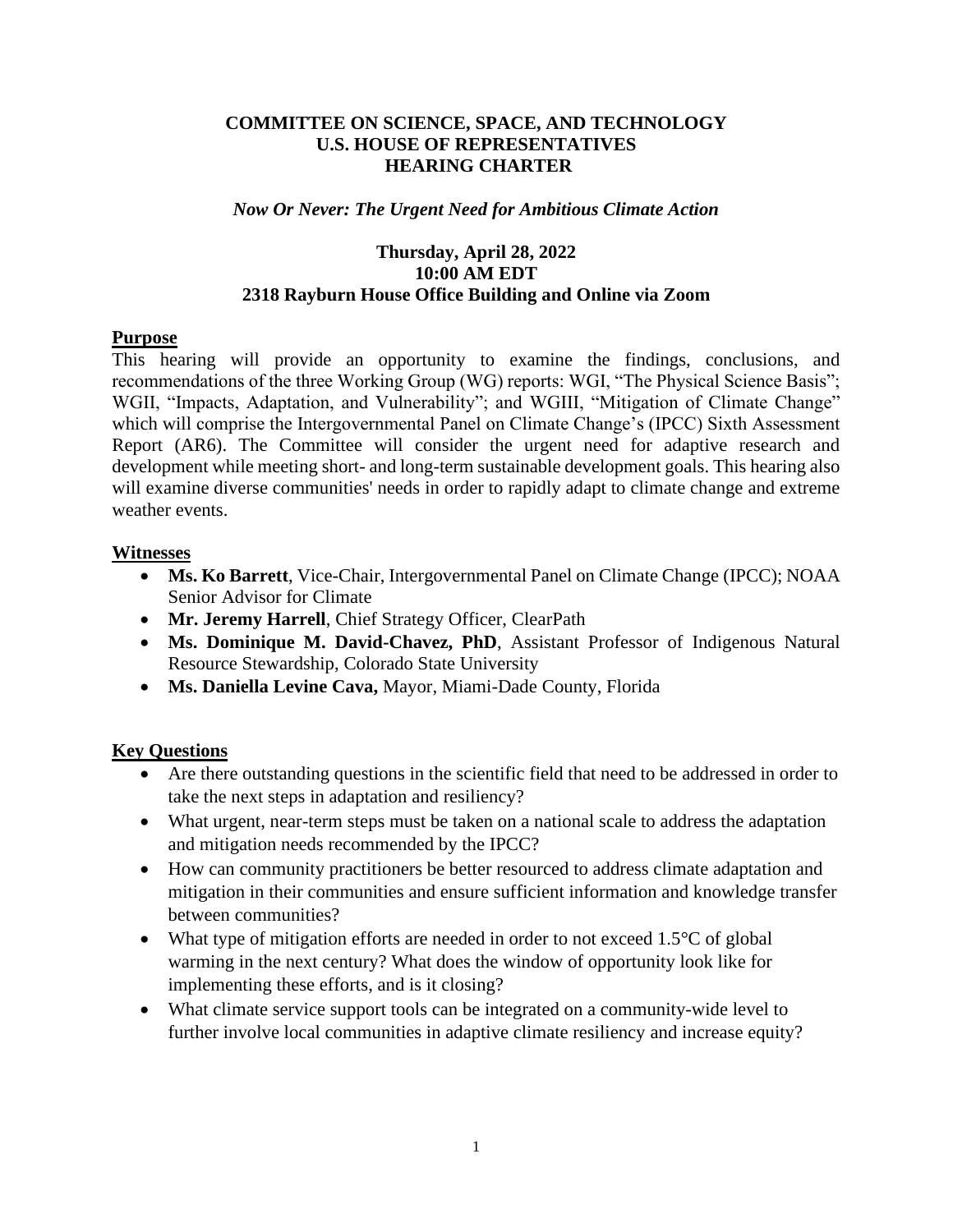**COMMITTEE ON SCIENCE, SPACE, AND TECHNOLOGY**
**U.S. HOUSE OF REPRESENTATIVES**
**HEARING CHARTER**

*Now Or Never: The Urgent Need for Ambitious Climate Action*

**Thursday, April 28, 2022**
**10:00 AM EDT**
**2318 Rayburn House Office Building and Online via Zoom**

## Purpose

This hearing will provide an opportunity to examine the findings, conclusions, and recommendations of the three Working Group (WG) reports: WGI, "The Physical Science Basis"; WGII, "Impacts, Adaptation, and Vulnerability"; and WGIII, "Mitigation of Climate Change" which will comprise the Intergovernmental Panel on Climate Change's (IPCC) Sixth Assessment Report (AR6). The Committee will consider the urgent need for adaptive research and development while meeting short- and long-term sustainable development goals. This hearing also will examine diverse communities' needs in order to rapidly adapt to climate change and extreme weather events.

## Witnesses

- **Ms. Ko Barrett**, Vice-Chair, Intergovernmental Panel on Climate Change (IPCC); NOAA Senior Advisor for Climate
- **Mr. Jeremy Harrell**, Chief Strategy Officer, ClearPath
- **Ms. Dominique M. David-Chavez, PhD**, Assistant Professor of Indigenous Natural Resource Stewardship, Colorado State University
- **Ms. Daniella Levine Cava,** Mayor, Miami-Dade County, Florida

## Key Questions

- Are there outstanding questions in the scientific field that need to be addressed in order to take the next steps in adaptation and resiliency?
- What urgent, near-term steps must be taken on a national scale to address the adaptation and mitigation needs recommended by the IPCC?
- How can community practitioners be better resourced to address climate adaptation and mitigation in their communities and ensure sufficient information and knowledge transfer between communities?
- What type of mitigation efforts are needed in order to not exceed 1.5°C of global warming in the next century? What does the window of opportunity look like for implementing these efforts, and is it closing?
- What climate service support tools can be integrated on a community-wide level to further involve local communities in adaptive climate resiliency and increase equity?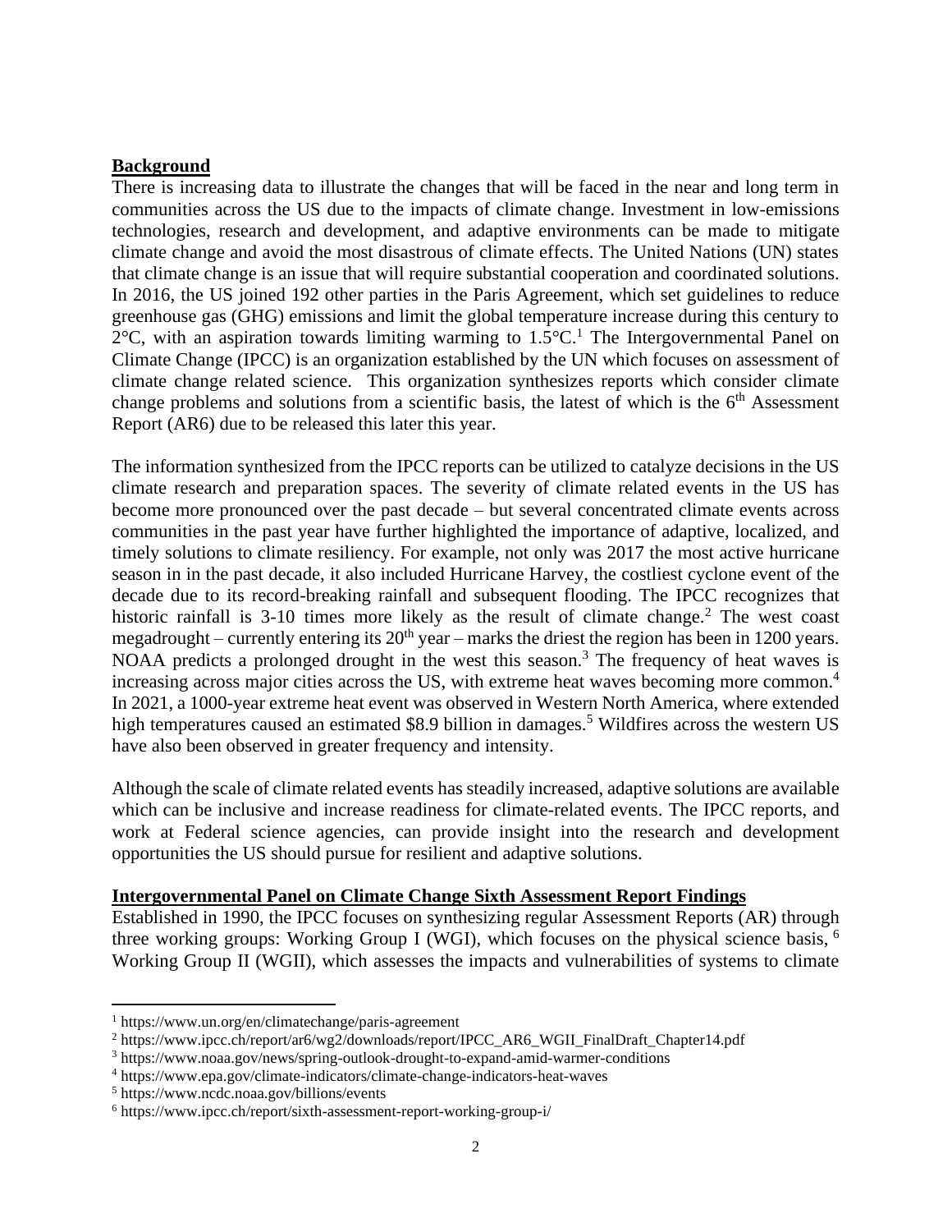**Background**

There is increasing data to illustrate the changes that will be faced in the near and long term in communities across the US due to the impacts of climate change. Investment in low-emissions technologies, research and development, and adaptive environments can be made to mitigate climate change and avoid the most disastrous of climate effects. The United Nations (UN) states that climate change is an issue that will require substantial cooperation and coordinated solutions. In 2016, the US joined 192 other parties in the Paris Agreement, which set guidelines to reduce greenhouse gas (GHG) emissions and limit the global temperature increase during this century to 2°C, with an aspiration towards limiting warming to 1.5°C.[1] The Intergovernmental Panel on Climate Change (IPCC) is an organization established by the UN which focuses on assessment of climate change related science. This organization synthesizes reports which consider climate change problems and solutions from a scientific basis, the latest of which is the 6th Assessment Report (AR6) due to be released this later this year.

The information synthesized from the IPCC reports can be utilized to catalyze decisions in the US climate research and preparation spaces. The severity of climate related events in the US has become more pronounced over the past decade – but several concentrated climate events across communities in the past year have further highlighted the importance of adaptive, localized, and timely solutions to climate resiliency. For example, not only was 2017 the most active hurricane season in in the past decade, it also included Hurricane Harvey, the costliest cyclone event of the decade due to its record-breaking rainfall and subsequent flooding. The IPCC recognizes that historic rainfall is 3-10 times more likely as the result of climate change.[2] The west coast megadrought – currently entering its 20th year – marks the driest the region has been in 1200 years. NOAA predicts a prolonged drought in the west this season.[3] The frequency of heat waves is increasing across major cities across the US, with extreme heat waves becoming more common.[4] In 2021, a 1000-year extreme heat event was observed in Western North America, where extended high temperatures caused an estimated $8.9 billion in damages.[5] Wildfires across the western US have also been observed in greater frequency and intensity.

Although the scale of climate related events has steadily increased, adaptive solutions are available which can be inclusive and increase readiness for climate-related events. The IPCC reports, and work at Federal science agencies, can provide insight into the research and development opportunities the US should pursue for resilient and adaptive solutions.

**Intergovernmental Panel on Climate Change Sixth Assessment Report Findings**

Established in 1990, the IPCC focuses on synthesizing regular Assessment Reports (AR) through three working groups: Working Group I (WGI), which focuses on the physical science basis, [6] Working Group II (WGII), which assesses the impacts and vulnerabilities of systems to climate

---

[1] https://www.un.org/en/climatechange/paris-agreement

[2] https://www.ipcc.ch/report/ar6/wg2/downloads/report/IPCC_AR6_WGII_FinalDraft_Chapter14.pdf

[3] https://www.noaa.gov/news/spring-outlook-drought-to-expand-amid-warmer-conditions

[4] https://www.epa.gov/climate-indicators/climate-change-indicators-heat-waves

[5] https://www.ncdc.noaa.gov/billions/events

[6] https://www.ipcc.ch/report/sixth-assessment-report-working-group-i/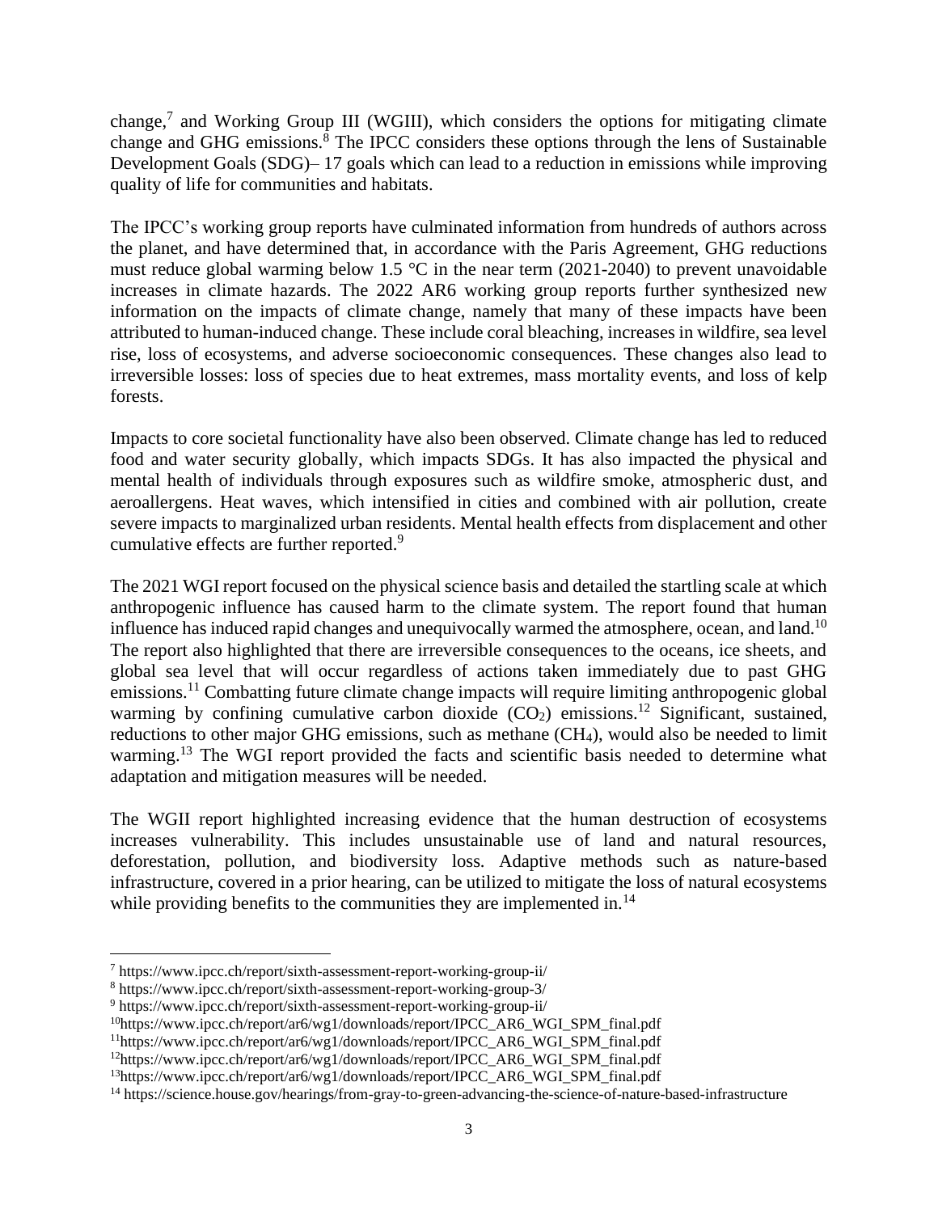change,[7] and Working Group III (WGIII), which considers the options for mitigating climate change and GHG emissions.[8] The IPCC considers these options through the lens of Sustainable Development Goals (SDG)– 17 goals which can lead to a reduction in emissions while improving quality of life for communities and habitats.

The IPCC's working group reports have culminated information from hundreds of authors across the planet, and have determined that, in accordance with the Paris Agreement, GHG reductions must reduce global warming below 1.5 °C in the near term (2021-2040) to prevent unavoidable increases in climate hazards. The 2022 AR6 working group reports further synthesized new information on the impacts of climate change, namely that many of these impacts have been attributed to human-induced change. These include coral bleaching, increases in wildfire, sea level rise, loss of ecosystems, and adverse socioeconomic consequences. These changes also lead to irreversible losses: loss of species due to heat extremes, mass mortality events, and loss of kelp forests.

Impacts to core societal functionality have also been observed. Climate change has led to reduced food and water security globally, which impacts SDGs. It has also impacted the physical and mental health of individuals through exposures such as wildfire smoke, atmospheric dust, and aeroallergens. Heat waves, which intensified in cities and combined with air pollution, create severe impacts to marginalized urban residents. Mental health effects from displacement and other cumulative effects are further reported.[9]

The 2021 WGI report focused on the physical science basis and detailed the startling scale at which anthropogenic influence has caused harm to the climate system. The report found that human influence has induced rapid changes and unequivocally warmed the atmosphere, ocean, and land.[10] The report also highlighted that there are irreversible consequences to the oceans, ice sheets, and global sea level that will occur regardless of actions taken immediately due to past GHG emissions.[11] Combatting future climate change impacts will require limiting anthropogenic global warming by confining cumulative carbon dioxide ($CO_2$) emissions.[12] Significant, sustained, reductions to other major GHG emissions, such as methane ($CH_4$), would also be needed to limit warming.[13] The WGI report provided the facts and scientific basis needed to determine what adaptation and mitigation measures will be needed.

The WGII report highlighted increasing evidence that the human destruction of ecosystems increases vulnerability. This includes unsustainable use of land and natural resources, deforestation, pollution, and biodiversity loss. Adaptive methods such as nature-based infrastructure, covered in a prior hearing, can be utilized to mitigate the loss of natural ecosystems while providing benefits to the communities they are implemented in.[14]

---

[7] https://www.ipcc.ch/report/sixth-assessment-report-working-group-ii/
[8] https://www.ipcc.ch/report/sixth-assessment-report-working-group-3/
[9] https://www.ipcc.ch/report/sixth-assessment-report-working-group-ii/
[10] https://www.ipcc.ch/report/ar6/wg1/downloads/report/IPCC_AR6_WGI_SPM_final.pdf
[11] https://www.ipcc.ch/report/ar6/wg1/downloads/report/IPCC_AR6_WGI_SPM_final.pdf
[12] https://www.ipcc.ch/report/ar6/wg1/downloads/report/IPCC_AR6_WGI_SPM_final.pdf
[13] https://www.ipcc.ch/report/ar6/wg1/downloads/report/IPCC_AR6_WGI_SPM_final.pdf
[14] https://science.house.gov/hearings/from-gray-to-green-advancing-the-science-of-nature-based-infrastructure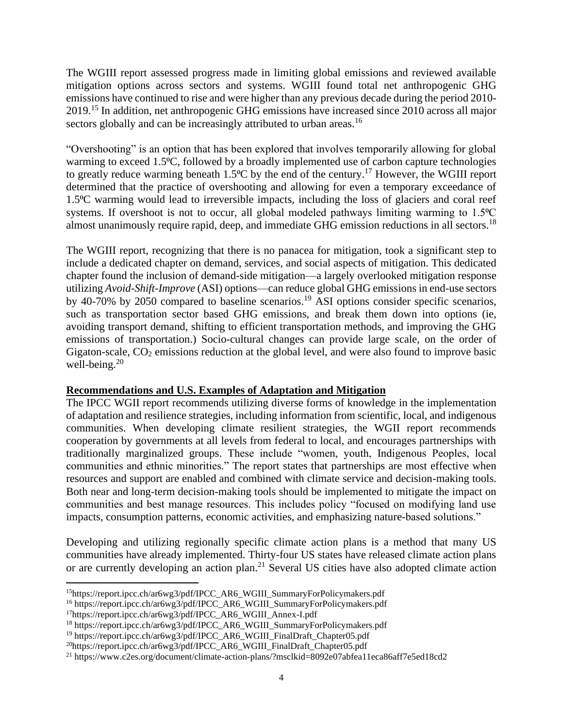The WGIII report assessed progress made in limiting global emissions and reviewed available mitigation options across sectors and systems. WGIII found total net anthropogenic GHG emissions have continued to rise and were higher than any previous decade during the period 2010-2019.[15] In addition, net anthropogenic GHG emissions have increased since 2010 across all major sectors globally and can be increasingly attributed to urban areas.[16]

"Overshooting" is an option that has been explored that involves temporarily allowing for global warming to exceed 1.5ºC, followed by a broadly implemented use of carbon capture technologies to greatly reduce warming beneath 1.5ºC by the end of the century.[17] However, the WGIII report determined that the practice of overshooting and allowing for even a temporary exceedance of 1.5ºC warming would lead to irreversible impacts, including the loss of glaciers and coral reef systems. If overshoot is not to occur, all global modeled pathways limiting warming to 1.5ºC almost unanimously require rapid, deep, and immediate GHG emission reductions in all sectors.[18]

The WGIII report, recognizing that there is no panacea for mitigation, took a significant step to include a dedicated chapter on demand, services, and social aspects of mitigation. This dedicated chapter found the inclusion of demand-side mitigation—a largely overlooked mitigation response utilizing *Avoid-Shift-Improve* (ASI) options—can reduce global GHG emissions in end-use sectors by 40-70% by 2050 compared to baseline scenarios.[19] ASI options consider specific scenarios, such as transportation sector based GHG emissions, and break them down into options (ie, avoiding transport demand, shifting to efficient transportation methods, and improving the GHG emissions of transportation.) Socio-cultural changes can provide large scale, on the order of Gigaton-scale, $CO_2$ emissions reduction at the global level, and were also found to improve basic well-being.[20]

**Recommendations and U.S. Examples of Adaptation and Mitigation**

The IPCC WGII report recommends utilizing diverse forms of knowledge in the implementation of adaptation and resilience strategies, including information from scientific, local, and indigenous communities. When developing climate resilient strategies, the WGII report recommends cooperation by governments at all levels from federal to local, and encourages partnerships with traditionally marginalized groups. These include "women, youth, Indigenous Peoples, local communities and ethnic minorities." The report states that partnerships are most effective when resources and support are enabled and combined with climate service and decision-making tools. Both near and long-term decision-making tools should be implemented to mitigate the impact on communities and best manage resources. This includes policy "focused on modifying land use impacts, consumption patterns, economic activities, and emphasizing nature-based solutions."

Developing and utilizing regionally specific climate action plans is a method that many US communities have already implemented. Thirty-four US states have released climate action plans or are currently developing an action plan.[21] Several US cities have also adopted climate action

---

[15] https://report.ipcc.ch/ar6wg3/pdf/IPCC_AR6_WGIII_SummaryForPolicymakers.pdf
[16] https://report.ipcc.ch/ar6wg3/pdf/IPCC_AR6_WGIII_SummaryForPolicymakers.pdf
[17] https://report.ipcc.ch/ar6wg3/pdf/IPCC_AR6_WGIII_Annex-I.pdf
[18] https://report.ipcc.ch/ar6wg3/pdf/IPCC_AR6_WGIII_SummaryForPolicymakers.pdf
[19] https://report.ipcc.ch/ar6wg3/pdf/IPCC_AR6_WGIII_FinalDraft_Chapter05.pdf
[20] https://report.ipcc.ch/ar6wg3/pdf/IPCC_AR6_WGIII_FinalDraft_Chapter05.pdf
[21] https://www.c2es.org/document/climate-action-plans/?msclkid=8092e07abfea11eca86aff7e5ed18cd2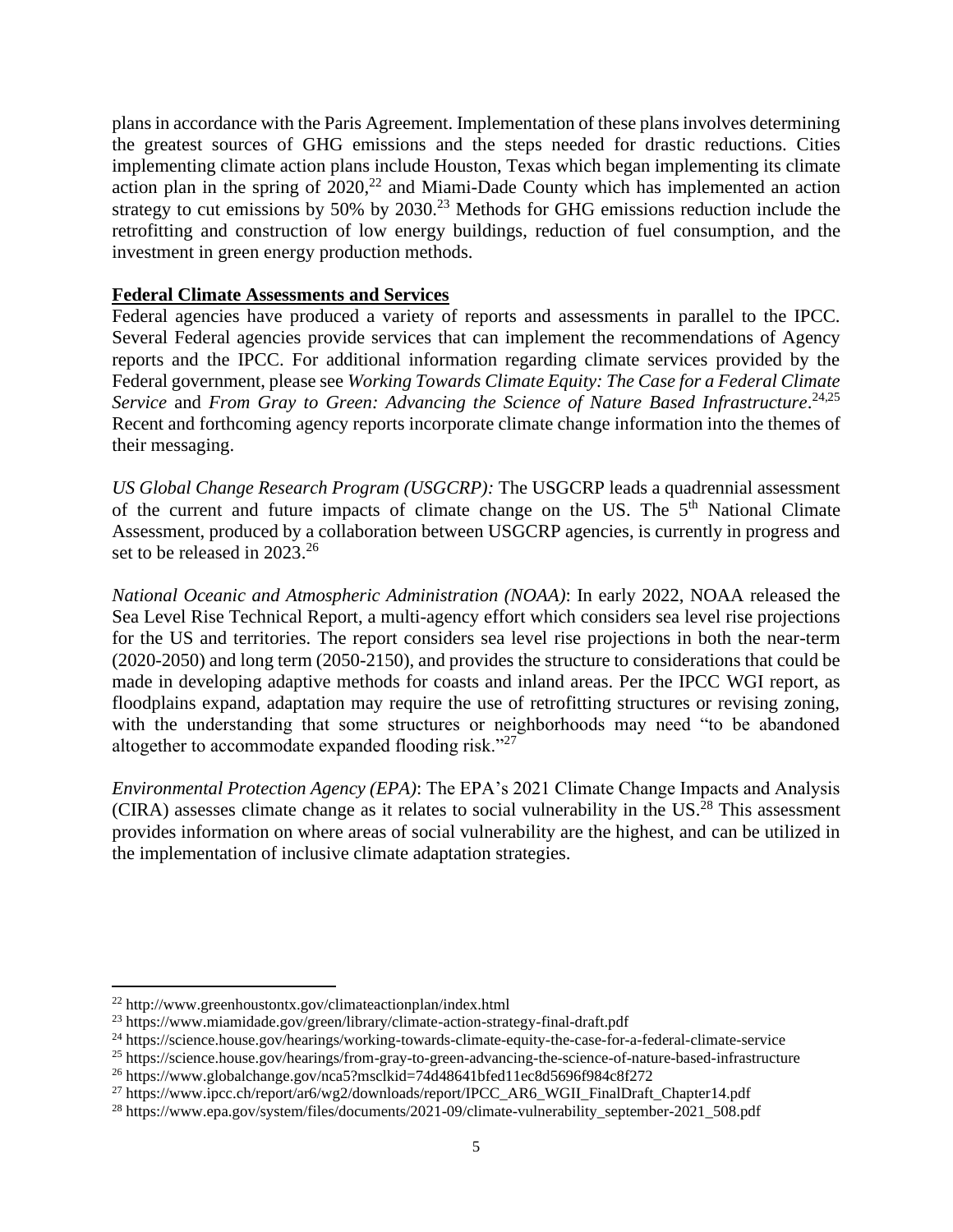plans in accordance with the Paris Agreement. Implementation of these plans involves determining the greatest sources of GHG emissions and the steps needed for drastic reductions. Cities implementing climate action plans include Houston, Texas which began implementing its climate action plan in the spring of 2020,[22] and Miami-Dade County which has implemented an action strategy to cut emissions by 50% by 2030.[23] Methods for GHG emissions reduction include the retrofitting and construction of low energy buildings, reduction of fuel consumption, and the investment in green energy production methods.

## Federal Climate Assessments and Services

Federal agencies have produced a variety of reports and assessments in parallel to the IPCC. Several Federal agencies provide services that can implement the recommendations of Agency reports and the IPCC. For additional information regarding climate services provided by the Federal government, please see *Working Towards Climate Equity: The Case for a Federal Climate Service* and *From Gray to Green: Advancing the Science of Nature Based Infrastructure*.[24,25] Recent and forthcoming agency reports incorporate climate change information into the themes of their messaging.

*US Global Change Research Program (USGCRP):* The USGCRP leads a quadrennial assessment of the current and future impacts of climate change on the US. The 5th National Climate Assessment, produced by a collaboration between USGCRP agencies, is currently in progress and set to be released in 2023.[26]

*National Oceanic and Atmospheric Administration (NOAA)*: In early 2022, NOAA released the Sea Level Rise Technical Report, a multi-agency effort which considers sea level rise projections for the US and territories. The report considers sea level rise projections in both the near-term (2020-2050) and long term (2050-2150), and provides the structure to considerations that could be made in developing adaptive methods for coasts and inland areas. Per the IPCC WGI report, as floodplains expand, adaptation may require the use of retrofitting structures or revising zoning, with the understanding that some structures or neighborhoods may need "to be abandoned altogether to accommodate expanded flooding risk."[27]

*Environmental Protection Agency (EPA)*: The EPA's 2021 Climate Change Impacts and Analysis (CIRA) assesses climate change as it relates to social vulnerability in the US.[28] This assessment provides information on where areas of social vulnerability are the highest, and can be utilized in the implementation of inclusive climate adaptation strategies.

---

[22] http://www.greenhoustontx.gov/climateactionplan/index.html
[23] https://www.miamidade.gov/green/library/climate-action-strategy-final-draft.pdf
[24] https://science.house.gov/hearings/working-towards-climate-equity-the-case-for-a-federal-climate-service
[25] https://science.house.gov/hearings/from-gray-to-green-advancing-the-science-of-nature-based-infrastructure
[26] https://www.globalchange.gov/nca5?msclkid=74d48641bfed11ec8d5696f984c8f272
[27] https://www.ipcc.ch/report/ar6/wg2/downloads/report/IPCC_AR6_WGII_FinalDraft_Chapter14.pdf
[28] https://www.epa.gov/system/files/documents/2021-09/climate-vulnerability_september-2021_508.pdf